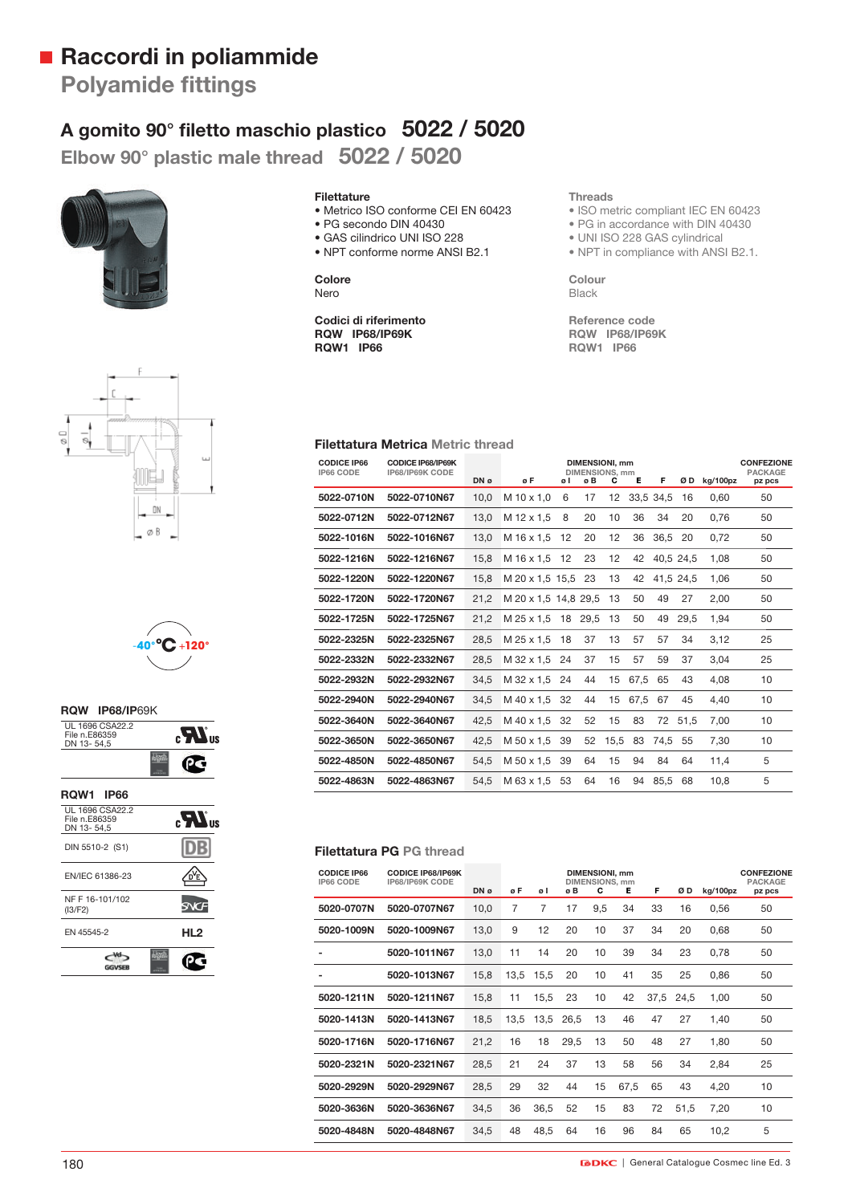# Raccordi in poliammide
## Polyamide fittings

### A gomito 90° filetto maschio plastico 5022 / 5020
### Elbow 90° plastic male thread 5022 / 5020

**Filettature**
- Metrico ISO conforme CEI EN 60423
- PG secondo DIN 40430
- GAS cilindrico UNI ISO 228
- NPT conforme norme ANSI B2.1

**Threads**
- ISO metric compliant IEC EN 60423
- PG in accordance with DIN 40430
- UNI ISO 228 GAS cylindrical
- NPT in compliance with ANSI B2.1.

**Colore**
Nero

**Colour**
Black

**Codici di riferimento**
**RQW IP68/IP69K**
**RQW1 IP66**

**Reference code**
**RQW IP68/IP69K**
**RQW1 IP66**

-40°°C +120°

**RQW IP68/IP69K**

| | |
|---|---|
| UL 1696 CSA22.2 File n.E86359 DN 13- 54,5 | cULus |

**RQW1 IP66**

| | |
|---|---|
| UL 1696 CSA22.2 File n.E86359 DN 13- 54,5 | cULus |
| DIN 5510-2 (S1) | DB |
| EN/IEC 61386-23 | VDE |
| NF F 16-101/102 (I3/F2) | SNCF |
| EN 45545-2 | HL2 |

### Filettatura Metrica Metric thread

| CODICE IP66 / IP66 CODE | CODICE IP68/IP69K / IP68/IP69K CODE | DN ø | ø F | ø I | ø B | C | E | F | Ø D | kg/100pz | CONFEZIONE / PACKAGE pz pcs |
|---|---|---|---|---|---|---|---|---|---|---|---|
| | | | DIMENSIONI, mm / DIMENSIONS, mm | | | | | | | | |
| **5022-0710N** | **5022-0710N67** | 10,0 | M 10 x 1,0 | 6 | 17 | 12 | 33,5 | 34,5 | 16 | 0,60 | 50 |
| **5022-0712N** | **5022-0712N67** | 13,0 | M 12 x 1,5 | 8 | 20 | 10 | 36 | 34 | 20 | 0,76 | 50 |
| **5022-1016N** | **5022-1016N67** | 13,0 | M 16 x 1,5 | 12 | 20 | 12 | 36 | 36,5 | 20 | 0,72 | 50 |
| **5022-1216N** | **5022-1216N67** | 15,8 | M 16 x 1,5 | 12 | 23 | 12 | 42 | 40,5 | 24,5 | 1,08 | 50 |
| **5022-1220N** | **5022-1220N67** | 15,8 | M 20 x 1,5 | 15,5 | 23 | 13 | 42 | 41,5 | 24,5 | 1,06 | 50 |
| **5022-1720N** | **5022-1720N67** | 21,2 | M 20 x 1,5 | 14,8 | 29,5 | 13 | 50 | 49 | 27 | 2,00 | 50 |
| **5022-1725N** | **5022-1725N67** | 21,2 | M 25 x 1,5 | 18 | 29,5 | 13 | 50 | 49 | 29,5 | 1,94 | 50 |
| **5022-2325N** | **5022-2325N67** | 28,5 | M 25 x 1,5 | 18 | 37 | 13 | 57 | 57 | 34 | 3,12 | 25 |
| **5022-2332N** | **5022-2332N67** | 28,5 | M 32 x 1,5 | 24 | 37 | 15 | 57 | 59 | 37 | 3,04 | 25 |
| **5022-2932N** | **5022-2932N67** | 34,5 | M 32 x 1,5 | 24 | 44 | 15 | 67,5 | 65 | 43 | 4,08 | 10 |
| **5022-2940N** | **5022-2940N67** | 34,5 | M 40 x 1,5 | 32 | 44 | 15 | 67,5 | 67 | 45 | 4,40 | 10 |
| **5022-3640N** | **5022-3640N67** | 42,5 | M 40 x 1,5 | 32 | 52 | 15 | 83 | 72 | 51,5 | 7,00 | 10 |
| **5022-3650N** | **5022-3650N67** | 42,5 | M 50 x 1,5 | 39 | 52 | 15,5 | 83 | 74,5 | 55 | 7,30 | 10 |
| **5022-4850N** | **5022-4850N67** | 54,5 | M 50 x 1,5 | 39 | 64 | 15 | 94 | 84 | 64 | 11,4 | 5 |
| **5022-4863N** | **5022-4863N67** | 54,5 | M 63 x 1,5 | 53 | 64 | 16 | 94 | 85,5 | 68 | 10,8 | 5 |

### Filettatura PG PG thread

| CODICE IP66 / IP66 CODE | CODICE IP68/IP69K / IP68/IP69K CODE | DN ø | ø F | ø I | ø B | C | E | F | Ø D | kg/100pz | CONFEZIONE / PACKAGE pz pcs |
|---|---|---|---|---|---|---|---|---|---|---|---|
| | | | DIMENSIONI, mm / DIMENSIONS, mm | | | | | | | | |
| **5020-0707N** | **5020-0707N67** | 10,0 | 7 | 7 | 17 | 9,5 | 34 | 33 | 16 | 0,56 | 50 |
| **5020-1009N** | **5020-1009N67** | 13,0 | 9 | 12 | 20 | 10 | 37 | 34 | 20 | 0,68 | 50 |
| **-** | **5020-1011N67** | 13,0 | 11 | 14 | 20 | 10 | 39 | 34 | 23 | 0,78 | 50 |
| **-** | **5020-1013N67** | 15,8 | 13,5 | 15,5 | 20 | 10 | 41 | 35 | 25 | 0,86 | 50 |
| **5020-1211N** | **5020-1211N67** | 15,8 | 11 | 15,5 | 23 | 10 | 42 | 37,5 | 24,5 | 1,00 | 50 |
| **5020-1413N** | **5020-1413N67** | 18,5 | 13,5 | 13,5 | 26,5 | 13 | 46 | 47 | 27 | 1,40 | 50 |
| **5020-1716N** | **5020-1716N67** | 21,2 | 16 | 18 | 29,5 | 13 | 50 | 48 | 27 | 1,80 | 50 |
| **5020-2321N** | **5020-2321N67** | 28,5 | 21 | 24 | 37 | 13 | 58 | 56 | 34 | 2,84 | 25 |
| **5020-2929N** | **5020-2929N67** | 28,5 | 29 | 32 | 44 | 15 | 67,5 | 65 | 43 | 4,20 | 10 |
| **5020-3636N** | **5020-3636N67** | 34,5 | 36 | 36,5 | 52 | 15 | 83 | 72 | 51,5 | 7,20 | 10 |
| **5020-4848N** | **5020-4848N67** | 34,5 | 48 | 48,5 | 64 | 16 | 96 | 84 | 65 | 10,2 | 5 |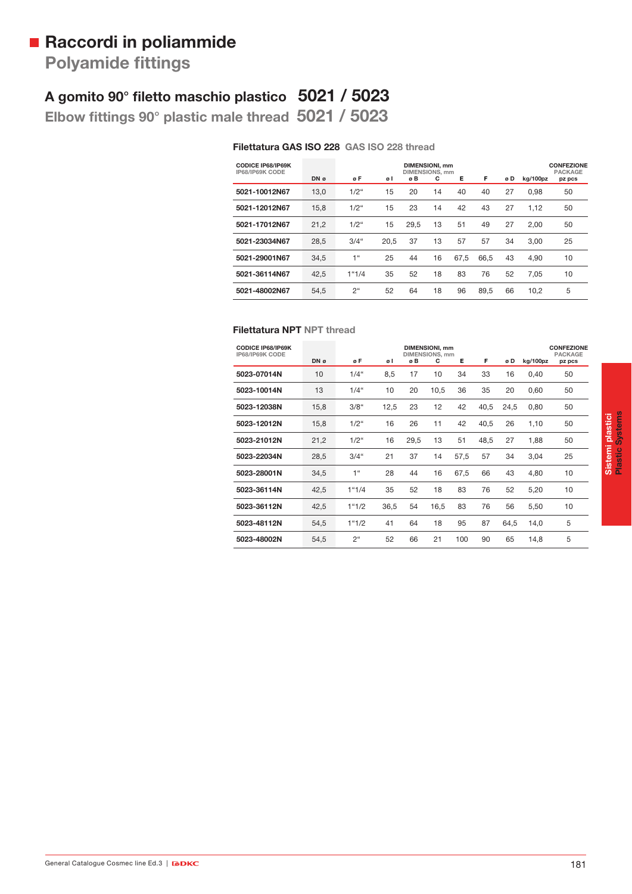# Raccordi in poliammide

## Polyamide fittings

### A gomito 90° filetto maschio plastico 5021 / 5023

### Elbow fittings 90° plastic male thread 5021 / 5023

**Filettatura GAS ISO 228** GAS ISO 228 thread

| CODICE IP68/IP69K IP68/IP69K CODE | DN ø | ø F | ø I | DIMENSIONI, mm DIMENSIONS, mm ø B | C | E | F | ø D | kg/100pz | CONFEZIONE PACKAGE pz pcs |
|---|---|---|---|---|---|---|---|---|---|---|
| **5021-10012N67** | 13,0 | 1/2" | 15 | 20 | 14 | 40 | 40 | 27 | 0,98 | 50 |
| **5021-12012N67** | 15,8 | 1/2" | 15 | 23 | 14 | 42 | 43 | 27 | 1,12 | 50 |
| **5021-17012N67** | 21,2 | 1/2" | 15 | 29,5 | 13 | 51 | 49 | 27 | 2,00 | 50 |
| **5021-23034N67** | 28,5 | 3/4" | 20,5 | 37 | 13 | 57 | 57 | 34 | 3,00 | 25 |
| **5021-29001N67** | 34,5 | 1" | 25 | 44 | 16 | 67,5 | 66,5 | 43 | 4,90 | 10 |
| **5021-36114N67** | 42,5 | 1"1/4 | 35 | 52 | 18 | 83 | 76 | 52 | 7,05 | 10 |
| **5021-48002N67** | 54,5 | 2" | 52 | 64 | 18 | 96 | 89,5 | 66 | 10,2 | 5 |

**Filettatura NPT** NPT thread

| CODICE IP68/IP69K IP68/IP69K CODE | DN ø | ø F | ø I | DIMENSIONI, mm DIMENSIONS, mm ø B | C | E | F | ø D | kg/100pz | CONFEZIONE PACKAGE pz pcs |
|---|---|---|---|---|---|---|---|---|---|---|
| **5023-07014N** | 10 | 1/4" | 8,5 | 17 | 10 | 34 | 33 | 16 | 0,40 | 50 |
| **5023-10014N** | 13 | 1/4" | 10 | 20 | 10,5 | 36 | 35 | 20 | 0,60 | 50 |
| **5023-12038N** | 15,8 | 3/8" | 12,5 | 23 | 12 | 42 | 40,5 | 24,5 | 0,80 | 50 |
| **5023-12012N** | 15,8 | 1/2" | 16 | 26 | 11 | 42 | 40,5 | 26 | 1,10 | 50 |
| **5023-21012N** | 21,2 | 1/2" | 16 | 29,5 | 13 | 51 | 48,5 | 27 | 1,88 | 50 |
| **5023-22034N** | 28,5 | 3/4" | 21 | 37 | 14 | 57,5 | 57 | 34 | 3,04 | 25 |
| **5023-28001N** | 34,5 | 1" | 28 | 44 | 16 | 67,5 | 66 | 43 | 4,80 | 10 |
| **5023-36114N** | 42,5 | 1"1/4 | 35 | 52 | 18 | 83 | 76 | 52 | 5,20 | 10 |
| **5023-36112N** | 42,5 | 1"1/2 | 36,5 | 54 | 16,5 | 83 | 76 | 56 | 5,50 | 10 |
| **5023-48112N** | 54,5 | 1"1/2 | 41 | 64 | 18 | 95 | 87 | 64,5 | 14,0 | 5 |
| **5023-48002N** | 54,5 | 2" | 52 | 66 | 21 | 100 | 90 | 65 | 14,8 | 5 |